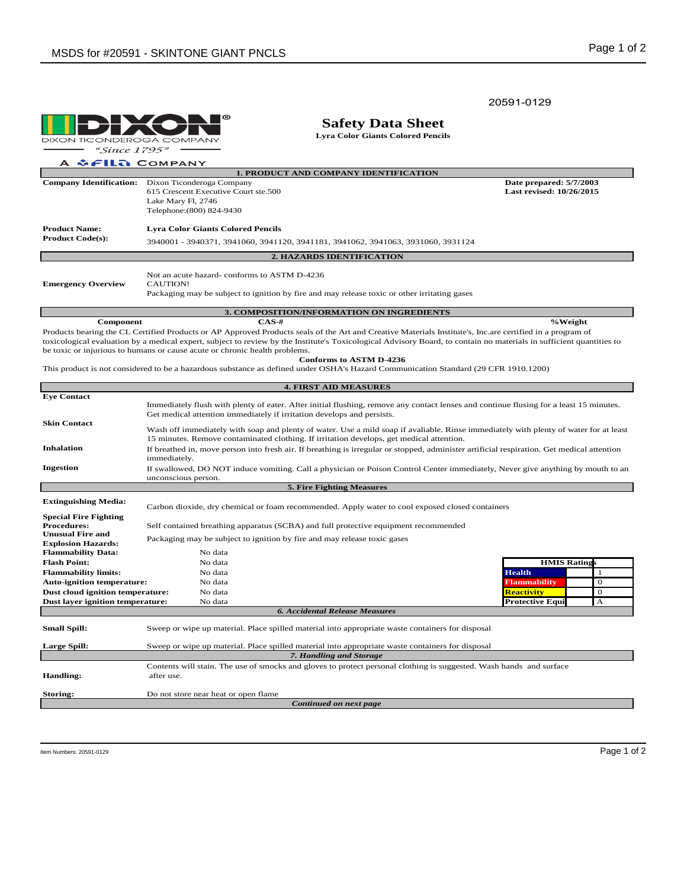20591-0129

DIXON TICONDEROGA COMPANY
"Since 1795"
A FILA COMPANY

# Safety Data Sheet

**Lyra Color Giants Colored Pencils**

## 1. PRODUCT AND COMPANY IDENTIFICATION

**Company Identification:** Dixon Ticonderoga Company
615 Crescent Executive Court ste.500
Lake Mary Fl, 2746
Telephone:(800) 824-9430

**Date prepared: 5/7/2003**
**Last revised: 10/26/2015**

**Product Name:** **Lyra Color Giants Colored Pencils**

**Product Code(s):** 3940001 - 3940371, 3941060, 3941120, 3941181, 3941062, 3941063, 3931060, 3931124

## 2. HAZARDS IDENTIFICATION

**Emergency Overview**

Not an acute hazard- conforms to ASTM D-4236
CAUTION!
Packaging may be subject to ignition by fire and may release toxic or other irritating gases

## 3. COMPOSITION/INFORMATION ON INGREDIENTS

| Component | CAS-# | %Weight |
|---|---|---|

Products bearing the CL Certified Products or AP Approved Products seals of the Art and Creative Materials Institute's, Inc.are certified in a program of toxicological evaluation by a medical expert, subject to review by the Institute's Toxicological Advisory Board, to contain no materials in sufficient quantities to be toxic or injurious to humans or cause acute or chronic health problems.

**Conforms to ASTM D-4236**

This product is not considered to be a hazardous substance as defined under OSHA's Hazard Communication Standard (29 CFR 1910.1200)

## 4. FIRST AID MEASURES

**Eye Contact**

Immediately flush with plenty of eater. After initial flushing, remove any contact lenses and continue flusing for a least 15 minutes. Get medical attention immediately if irritation develops and persists.

**Skin Contact**

Wash off immediately with soap and plenty of water. Use a mild soap if avaliable. Rinse immediately with plenty of water for at least 15 minutes. Remove contaminated clothing. If irritation develops, get medical attention.

**Inhalation**

If breathed in, move person into fresh air. If breathing is irregular or stopped, administer artificial respiration. Get medical attention immediately.

**Ingestion**

If swallowed, DO NOT induce vomiting. Call a physician or Poison Control Center immediately, Never give anything by mouth to an unconscious person.

## 5. Fire Fighting Measures

**Extinguishing Media:** Carbon dioxide, dry chemical or foam recommended. Apply water to cool exposed closed containers

**Special Fire Fighting Procedures:** Self contained breathing apparatus (SCBA) and full protective equipment recommended

**Unusual Fire and Explosion Hazards:** Packaging may be subject to ignition by fire and may release toxic gases

**Flammability Data:** No data

**Flash Point:** No data

**Flammability limits:** No data

**Auto-ignition temperature:** No data

**Dust cloud ignition temperature:** No data

**Dust layer ignition temperature:** No data

| HMIS Ratings | | |
|---|---|---|
| Health | | 1 |
| Flammability | | 0 |
| Reactivity | | 0 |
| Protective Equi | | A |

## *6. Accidental Release Measures*

**Small Spill:** Sweep or wipe up material. Place spilled material into appropriate waste containers for disposal

**Large Spill:** Sweep or wipe up material. Place spilled material into appropriate waste containers for disposal

## *7. Handling and Storage*

**Handling:** Contents will stain. The use of smocks and gloves to protect personal clothing is suggested. Wash hands and surface after use.

**Storing:** Do not store near heat or open flame

***Continued on next page***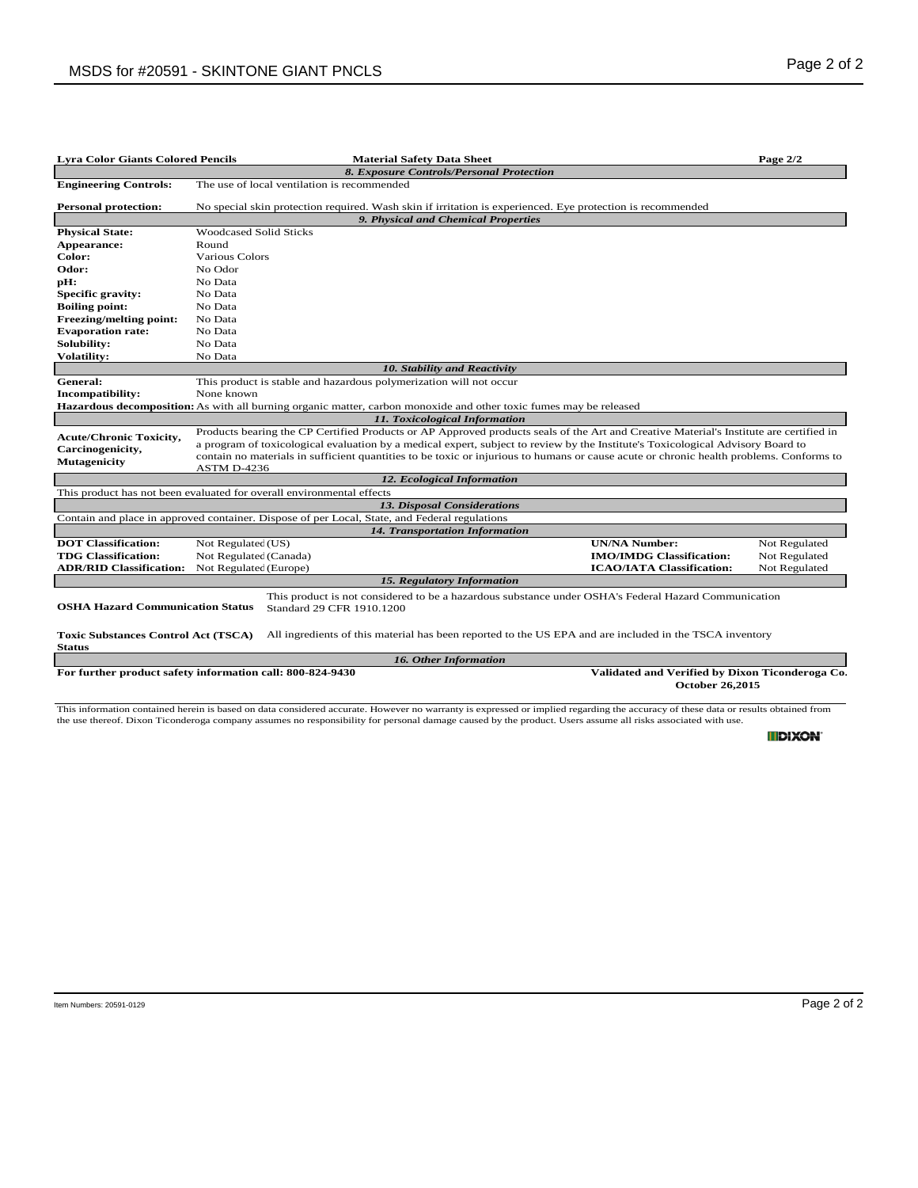**Lyra Color Giants Colored Pencils** | **Material Safety Data Sheet**

## 8. Exposure Controls/Personal Protection

| | |
|---|---|
| **Engineering Controls:** | The use of local ventilation is recommended |
| **Personal protection:** | No special skin protection required. Wash skin if irritation is experienced. Eye protection is recommended |

## 9. Physical and Chemical Properties

| | |
|---|---|
| **Physical State:** | Woodcased Solid Sticks |
| **Appearance:** | Round |
| **Color:** | Various Colors |
| **Odor:** | No Odor |
| **pH:** | No Data |
| **Specific gravity:** | No Data |
| **Boiling point:** | No Data |
| **Freezing/melting point:** | No Data |
| **Evaporation rate:** | No Data |
| **Solubility:** | No Data |
| **Volatility:** | No Data |

## 10. Stability and Reactivity

| | |
|---|---|
| **General:** | This product is stable and hazardous polymerization will not occur |
| **Incompatibility:** | None known |

**Hazardous decomposition:** As with all burning organic matter, carbon monoxide and other toxic fumes may be released

## 11. Toxicological Information

| | |
|---|---|
| **Acute/Chronic Toxicity, Carcinogenicity, Mutagenicity** | Products bearing the CP Certified Products or AP Approved products seals of the Art and Creative Material's Institute are certified in a program of toxicological evaluation by a medical expert, subject to review by the Institute's Toxicological Advisory Board to contain no materials in sufficient quantities to be toxic or injurious to humans or cause acute or chronic health problems. Conforms to ASTM D-4236 |

## 12. Ecological Information

This product has not been evaluated for overall environmental effects

## 13. Disposal Considerations

Contain and place in approved container. Dispose of per Local, State, and Federal regulations

## 14. Transportation Information

| | | | |
|---|---|---|---|
| **DOT Classification:** | Not Regulated (US) | **UN/NA Number:** | Not Regulated |
| **TDG Classification:** | Not Regulated (Canada) | **IMO/IMDG Classification:** | Not Regulated |
| **ADR/RID Classification:** | Not Regulated (Europe) | **ICAO/IATA Classification:** | Not Regulated |

## 15. Regulatory Information

| | |
|---|---|
| **OSHA Hazard Communication Status** | This product is not considered to be a hazardous substance under OSHA's Federal Hazard Communication Standard 29 CFR 1910.1200 |
| **Toxic Substances Control Act (TSCA) Status** | All ingredients of this material has been reported to the US EPA and are included in the TSCA inventory |

## 16. Other Information

**For further product safety information call: 800-824-9430**

**Validated and Verified by Dixon Ticonderoga Co.**
**October 26,2015**

This information contained herein is based on data considered accurate. However no warranty is expressed or implied regarding the accuracy of these data or results obtained from the use thereof. Dixon Ticonderoga company assumes no responsibility for personal damage caused by the product. Users assume all risks associated with use.

DIXON

Item Numbers: 20591-0129